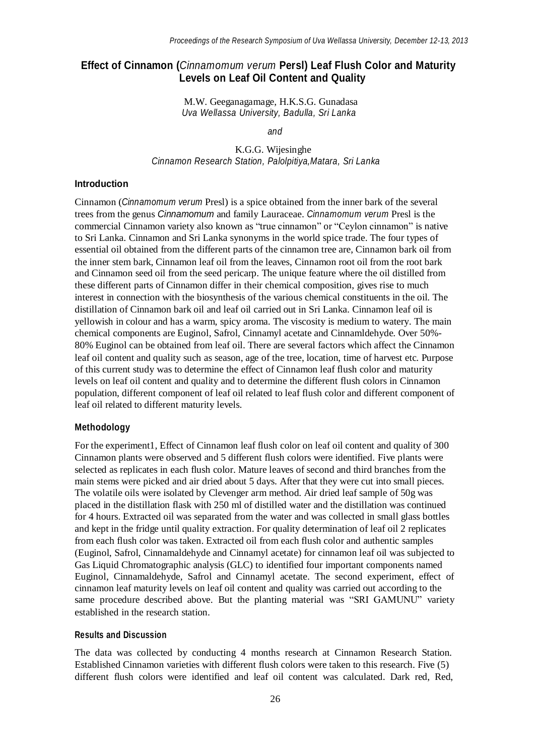# Effect of Cinnamon (*Cinnamomum verum* Persl) Leaf Flush Color and Maturity Levels on Leaf Oil Content and Quality

M.W. Geeganagamage, H.K.S.G. Gunadasa
*Uva Wellassa University, Badulla, Sri Lanka*

*and*

K.G.G. Wijesinghe
*Cinnamon Research Station, Palolpitiya,Matara, Sri Lanka*

## Introduction

Cinnamon (*Cinnamomum verum* Presl) is a spice obtained from the inner bark of the several trees from the genus *Cinnamomum* and family Lauraceae. *Cinnamomum verum* Presl is the commercial Cinnamon variety also known as "true cinnamon" or "Ceylon cinnamon" is native to Sri Lanka. Cinnamon and Sri Lanka synonyms in the world spice trade. The four types of essential oil obtained from the different parts of the cinnamon tree are, Cinnamon bark oil from the inner stem bark, Cinnamon leaf oil from the leaves, Cinnamon root oil from the root bark and Cinnamon seed oil from the seed pericarp. The unique feature where the oil distilled from these different parts of Cinnamon differ in their chemical composition, gives rise to much interest in connection with the biosynthesis of the various chemical constituents in the oil. The distillation of Cinnamon bark oil and leaf oil carried out in Sri Lanka. Cinnamon leaf oil is yellowish in colour and has a warm, spicy aroma. The viscosity is medium to watery. The main chemical components are Euginol, Safrol, Cinnamyl acetate and Cinnamldehyde. Over 50%-80% Euginol can be obtained from leaf oil. There are several factors which affect the Cinnamon leaf oil content and quality such as season, age of the tree, location, time of harvest etc. Purpose of this current study was to determine the effect of Cinnamon leaf flush color and maturity levels on leaf oil content and quality and to determine the different flush colors in Cinnamon population, different component of leaf oil related to leaf flush color and different component of leaf oil related to different maturity levels.

## Methodology

For the experiment1, Effect of Cinnamon leaf flush color on leaf oil content and quality of 300 Cinnamon plants were observed and 5 different flush colors were identified. Five plants were selected as replicates in each flush color. Mature leaves of second and third branches from the main stems were picked and air dried about 5 days. After that they were cut into small pieces. The volatile oils were isolated by Clevenger arm method. Air dried leaf sample of 50g was placed in the distillation flask with 250 ml of distilled water and the distillation was continued for 4 hours. Extracted oil was separated from the water and was collected in small glass bottles and kept in the fridge until quality extraction. For quality determination of leaf oil 2 replicates from each flush color was taken. Extracted oil from each flush color and authentic samples (Euginol, Safrol, Cinnamaldehyde and Cinnamyl acetate) for cinnamon leaf oil was subjected to Gas Liquid Chromatographic analysis (GLC) to identified four important components named Euginol, Cinnamaldehyde, Safrol and Cinnamyl acetate. The second experiment, effect of cinnamon leaf maturity levels on leaf oil content and quality was carried out according to the same procedure described above. But the planting material was "SRI GAMUNU" variety established in the research station.

## Results and Discussion

The data was collected by conducting 4 months research at Cinnamon Research Station. Established Cinnamon varieties with different flush colors were taken to this research. Five (5) different flush colors were identified and leaf oil content was calculated. Dark red, Red,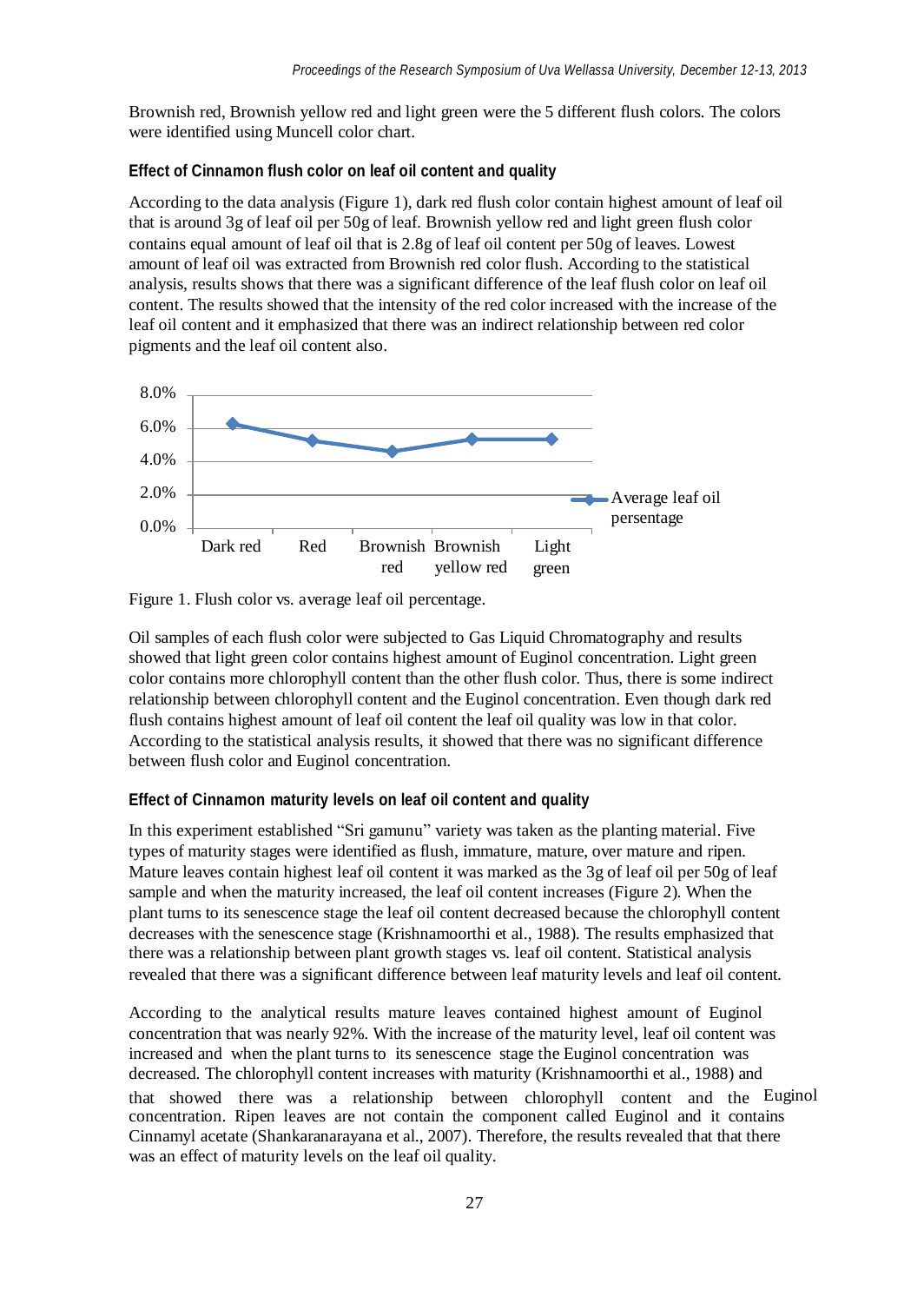Brownish red, Brownish yellow red and light green were the 5 different flush colors. The colors were identified using Muncell color chart.

### Effect of Cinnamon flush color on leaf oil content and quality

According to the data analysis (Figure 1), dark red flush color contain highest amount of leaf oil that is around 3g of leaf oil per 50g of leaf. Brownish yellow red and light green flush color contains equal amount of leaf oil that is 2.8g of leaf oil content per 50g of leaves. Lowest amount of leaf oil was extracted from Brownish red color flush. According to the statistical analysis, results shows that there was a significant difference of the leaf flush color on leaf oil content. The results showed that the intensity of the red color increased with the increase of the leaf oil content and it emphasized that there was an indirect relationship between red color pigments and the leaf oil content also.

Figure 1. Flush color vs. average leaf oil percentage.

Oil samples of each flush color were subjected to Gas Liquid Chromatography and results showed that light green color contains highest amount of Euginol concentration. Light green color contains more chlorophyll content than the other flush color. Thus, there is some indirect relationship between chlorophyll content and the Euginol concentration. Even though dark red flush contains highest amount of leaf oil content the leaf oil quality was low in that color. According to the statistical analysis results, it showed that there was no significant difference between flush color and Euginol concentration.

### Effect of Cinnamon maturity levels on leaf oil content and quality

In this experiment established "Sri gamunu" variety was taken as the planting material. Five types of maturity stages were identified as flush, immature, mature, over mature and ripen. Mature leaves contain highest leaf oil content it was marked as the 3g of leaf oil per 50g of leaf sample and when the maturity increased, the leaf oil content increases (Figure 2). When the plant turns to its senescence stage the leaf oil content decreased because the chlorophyll content decreases with the senescence stage (Krishnamoorthi et al., 1988). The results emphasized that there was a relationship between plant growth stages vs. leaf oil content. Statistical analysis revealed that there was a significant difference between leaf maturity levels and leaf oil content.

According to the analytical results mature leaves contained highest amount of Euginol concentration that was nearly 92%. With the increase of the maturity level, leaf oil content was increased and when the plant turns to its senescence stage the Euginol concentration was decreased. The chlorophyll content increases with maturity (Krishnamoorthi et al., 1988) and that showed there was a relationship between chlorophyll content and the Euginol concentration. Ripen leaves are not contain the component called Euginol and it contains Cinnamyl acetate (Shankaranarayana et al., 2007). Therefore, the results revealed that that there was an effect of maturity levels on the leaf oil quality.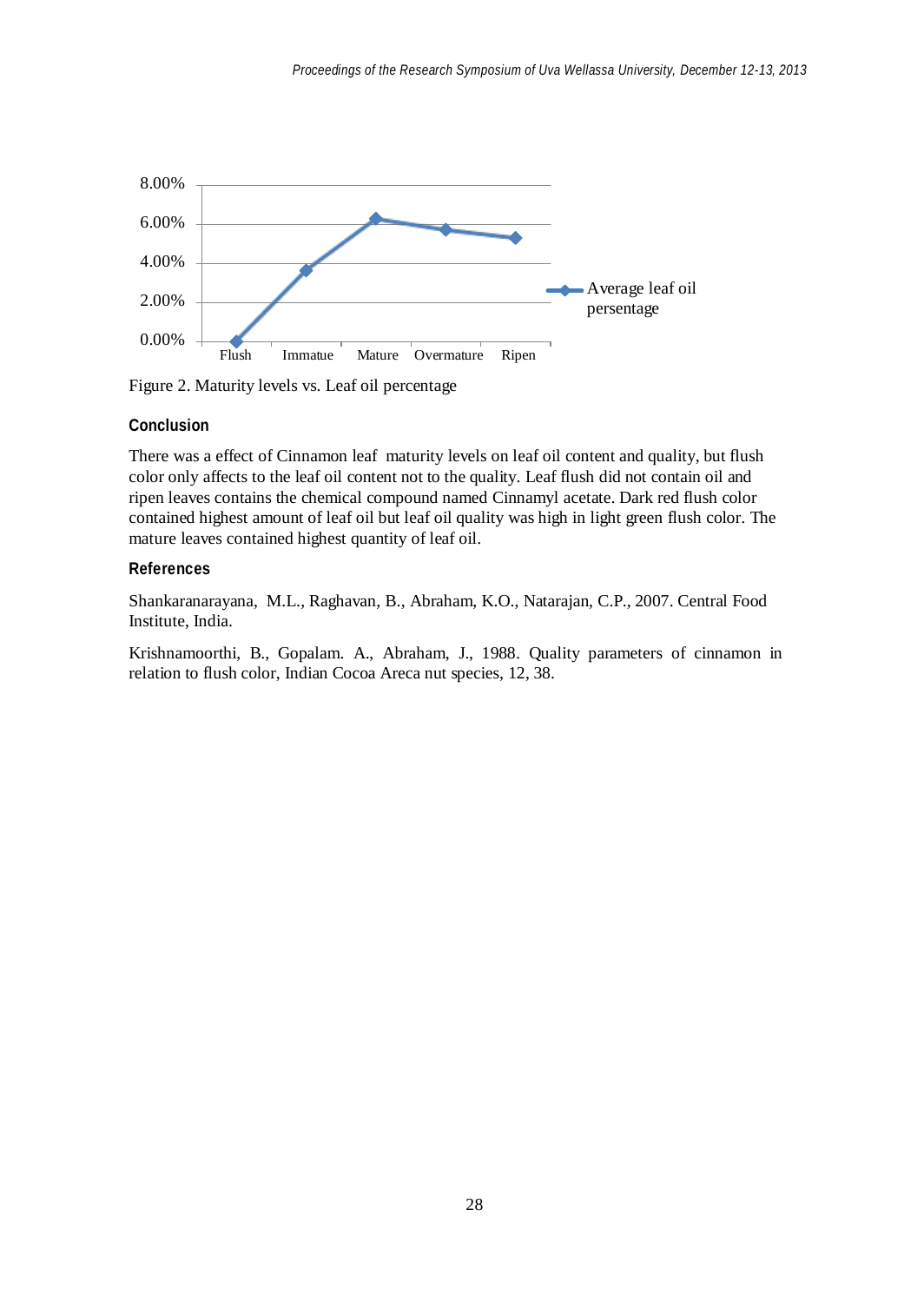8.00%
6.00%
4.00%
2.00%
0.00%

Flush Immatue Mature Overmature Ripen

Average leaf oil persentage

Figure 2. Maturity levels vs. Leaf oil percentage

### Conclusion

There was a effect of Cinnamon leaf maturity levels on leaf oil content and quality, but flush color only affects to the leaf oil content not to the quality. Leaf flush did not contain oil and ripen leaves contains the chemical compound named Cinnamyl acetate. Dark red flush color contained highest amount of leaf oil but leaf oil quality was high in light green flush color. The mature leaves contained highest quantity of leaf oil.

### References

Shankaranarayana, M.L., Raghavan, B., Abraham, K.O., Natarajan, C.P., 2007. Central Food Institute, India.

Krishnamoorthi, B., Gopalam. A., Abraham, J., 1988. Quality parameters of cinnamon in relation to flush color, Indian Cocoa Areca nut species, 12, 38.